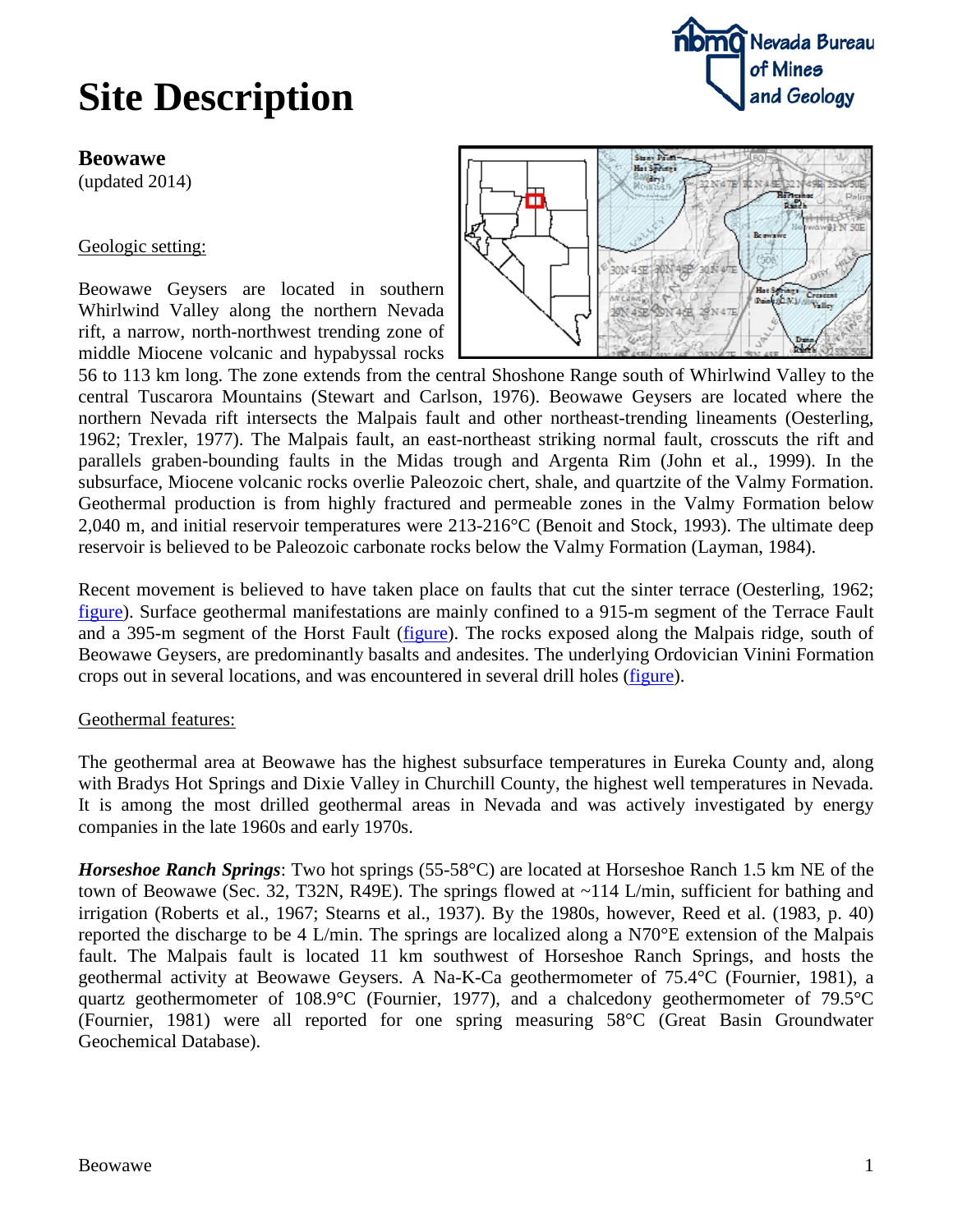# Site Description

**Beowawe**
(updated 2014)

Geologic setting:

Beowawe Geysers are located in southern Whirlwind Valley along the northern Nevada rift, a narrow, north-northwest trending zone of middle Miocene volcanic and hypabyssal rocks 56 to 113 km long. The zone extends from the central Shoshone Range south of Whirlwind Valley to the central Tuscarora Mountains (Stewart and Carlson, 1976). Beowawe Geysers are located where the northern Nevada rift intersects the Malpais fault and other northeast-trending lineaments (Oesterling, 1962; Trexler, 1977). The Malpais fault, an east-northeast striking normal fault, crosscuts the rift and parallels graben-bounding faults in the Midas trough and Argenta Rim (John et al., 1999). In the subsurface, Miocene volcanic rocks overlie Paleozoic chert, shale, and quartzite of the Valmy Formation. Geothermal production is from highly fractured and permeable zones in the Valmy Formation below 2,040 m, and initial reservoir temperatures were 213-216°C (Benoit and Stock, 1993). The ultimate deep reservoir is believed to be Paleozoic carbonate rocks below the Valmy Formation (Layman, 1984).

Recent movement is believed to have taken place on faults that cut the sinter terrace (Oesterling, 1962; figure). Surface geothermal manifestations are mainly confined to a 915-m segment of the Terrace Fault and a 395-m segment of the Horst Fault (figure). The rocks exposed along the Malpais ridge, south of Beowawe Geysers, are predominantly basalts and andesites. The underlying Ordovician Vinini Formation crops out in several locations, and was encountered in several drill holes (figure).

Geothermal features:

The geothermal area at Beowawe has the highest subsurface temperatures in Eureka County and, along with Bradys Hot Springs and Dixie Valley in Churchill County, the highest well temperatures in Nevada. It is among the most drilled geothermal areas in Nevada and was actively investigated by energy companies in the late 1960s and early 1970s.

***Horseshoe Ranch Springs***: Two hot springs (55-58°C) are located at Horseshoe Ranch 1.5 km NE of the town of Beowawe (Sec. 32, T32N, R49E). The springs flowed at ~114 L/min, sufficient for bathing and irrigation (Roberts et al., 1967; Stearns et al., 1937). By the 1980s, however, Reed et al. (1983, p. 40) reported the discharge to be 4 L/min. The springs are localized along a N70°E extension of the Malpais fault. The Malpais fault is located 11 km southwest of Horseshoe Ranch Springs, and hosts the geothermal activity at Beowawe Geysers. A Na-K-Ca geothermometer of 75.4°C (Fournier, 1981), a quartz geothermometer of 108.9°C (Fournier, 1977), and a chalcedony geothermometer of 79.5°C (Fournier, 1981) were all reported for one spring measuring 58°C (Great Basin Groundwater Geochemical Database).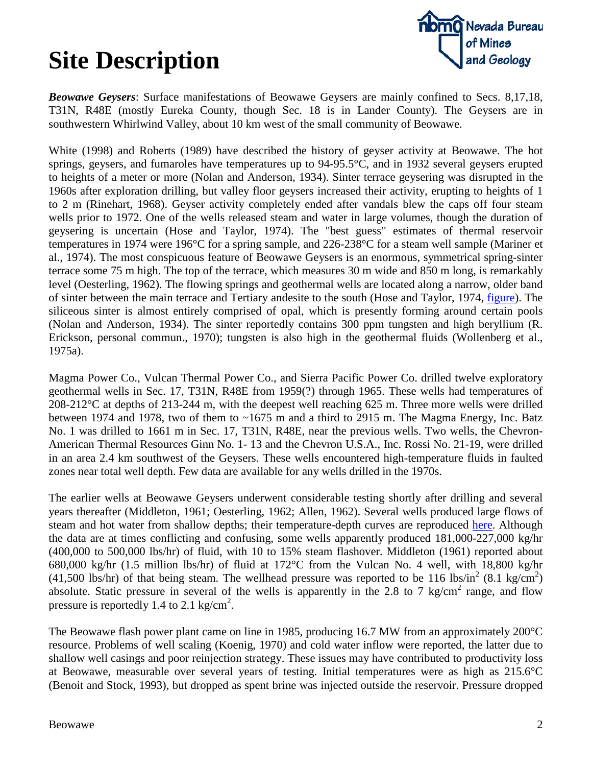# Site Description

***Beowawe Geysers***: Surface manifestations of Beowawe Geysers are mainly confined to Secs. 8,17,18, T31N, R48E (mostly Eureka County, though Sec. 18 is in Lander County). The Geysers are in southwestern Whirlwind Valley, about 10 km west of the small community of Beowawe.

White (1998) and Roberts (1989) have described the history of geyser activity at Beowawe. The hot springs, geysers, and fumaroles have temperatures up to 94-95.5°C, and in 1932 several geysers erupted to heights of a meter or more (Nolan and Anderson, 1934). Sinter terrace geysering was disrupted in the 1960s after exploration drilling, but valley floor geysers increased their activity, erupting to heights of 1 to 2 m (Rinehart, 1968). Geyser activity completely ended after vandals blew the caps off four steam wells prior to 1972. One of the wells released steam and water in large volumes, though the duration of geysering is uncertain (Hose and Taylor, 1974). The "best guess" estimates of thermal reservoir temperatures in 1974 were 196°C for a spring sample, and 226-238°C for a steam well sample (Mariner et al., 1974). The most conspicuous feature of Beowawe Geysers is an enormous, symmetrical spring-sinter terrace some 75 m high. The top of the terrace, which measures 30 m wide and 850 m long, is remarkably level (Oesterling, 1962). The flowing springs and geothermal wells are located along a narrow, older band of sinter between the main terrace and Tertiary andesite to the south (Hose and Taylor, 1974, figure). The siliceous sinter is almost entirely comprised of opal, which is presently forming around certain pools (Nolan and Anderson, 1934). The sinter reportedly contains 300 ppm tungsten and high beryllium (R. Erickson, personal commun., 1970); tungsten is also high in the geothermal fluids (Wollenberg et al., 1975a).

Magma Power Co., Vulcan Thermal Power Co., and Sierra Pacific Power Co. drilled twelve exploratory geothermal wells in Sec. 17, T31N, R48E from 1959(?) through 1965. These wells had temperatures of 208-212°C at depths of 213-244 m, with the deepest well reaching 625 m. Three more wells were drilled between 1974 and 1978, two of them to ~1675 m and a third to 2915 m. The Magma Energy, Inc. Batz No. 1 was drilled to 1661 m in Sec. 17, T31N, R48E, near the previous wells. Two wells, the Chevron-American Thermal Resources Ginn No. 1- 13 and the Chevron U.S.A., Inc. Rossi No. 21-19, were drilled in an area 2.4 km southwest of the Geysers. These wells encountered high-temperature fluids in faulted zones near total well depth. Few data are available for any wells drilled in the 1970s.

The earlier wells at Beowawe Geysers underwent considerable testing shortly after drilling and several years thereafter (Middleton, 1961; Oesterling, 1962; Allen, 1962). Several wells produced large flows of steam and hot water from shallow depths; their temperature-depth curves are reproduced here. Although the data are at times conflicting and confusing, some wells apparently produced 181,000-227,000 kg/hr (400,000 to 500,000 lbs/hr) of fluid, with 10 to 15% steam flashover. Middleton (1961) reported about 680,000 kg/hr (1.5 million lbs/hr) of fluid at 172°C from the Vulcan No. 4 well, with 18,800 kg/hr (41,500 lbs/hr) of that being steam. The wellhead pressure was reported to be 116 lbs/in$^2$ (8.1 kg/cm$^2$) absolute. Static pressure in several of the wells is apparently in the 2.8 to 7 kg/cm$^2$ range, and flow pressure is reportedly 1.4 to 2.1 kg/cm$^2$.

The Beowawe flash power plant came on line in 1985, producing 16.7 MW from an approximately 200°C resource. Problems of well scaling (Koenig, 1970) and cold water inflow were reported, the latter due to shallow well casings and poor reinjection strategy. These issues may have contributed to productivity loss at Beowawe, measurable over several years of testing. Initial temperatures were as high as 215.6°C (Benoit and Stock, 1993), but dropped as spent brine was injected outside the reservoir. Pressure dropped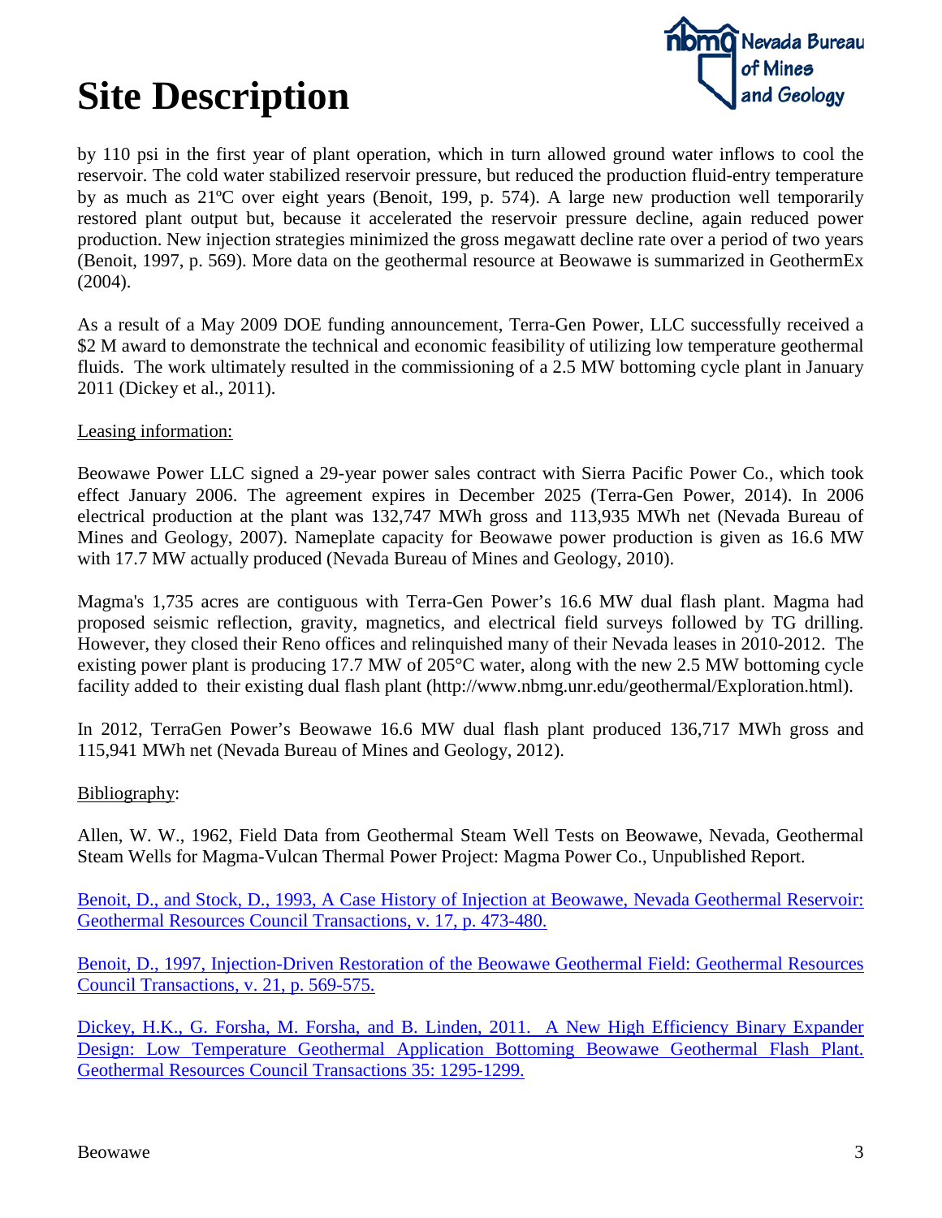# Site Description

by 110 psi in the first year of plant operation, which in turn allowed ground water inflows to cool the reservoir. The cold water stabilized reservoir pressure, but reduced the production fluid-entry temperature by as much as 21ºC over eight years (Benoit, 199, p. 574). A large new production well temporarily restored plant output but, because it accelerated the reservoir pressure decline, again reduced power production. New injection strategies minimized the gross megawatt decline rate over a period of two years (Benoit, 1997, p. 569). More data on the geothermal resource at Beowawe is summarized in GeothermEx (2004).

As a result of a May 2009 DOE funding announcement, Terra-Gen Power, LLC successfully received a $2 M award to demonstrate the technical and economic feasibility of utilizing low temperature geothermal fluids. The work ultimately resulted in the commissioning of a 2.5 MW bottoming cycle plant in January 2011 (Dickey et al., 2011).

<u>Leasing information:</u>

Beowawe Power LLC signed a 29-year power sales contract with Sierra Pacific Power Co., which took effect January 2006. The agreement expires in December 2025 (Terra-Gen Power, 2014). In 2006 electrical production at the plant was 132,747 MWh gross and 113,935 MWh net (Nevada Bureau of Mines and Geology, 2007). Nameplate capacity for Beowawe power production is given as 16.6 MW with 17.7 MW actually produced (Nevada Bureau of Mines and Geology, 2010).

Magma's 1,735 acres are contiguous with Terra-Gen Power's 16.6 MW dual flash plant. Magma had proposed seismic reflection, gravity, magnetics, and electrical field surveys followed by TG drilling. However, they closed their Reno offices and relinquished many of their Nevada leases in 2010-2012. The existing power plant is producing 17.7 MW of 205°C water, along with the new 2.5 MW bottoming cycle facility added to their existing dual flash plant (http://www.nbmg.unr.edu/geothermal/Exploration.html).

In 2012, TerraGen Power's Beowawe 16.6 MW dual flash plant produced 136,717 MWh gross and 115,941 MWh net (Nevada Bureau of Mines and Geology, 2012).

<u>Bibliography</u>:

Allen, W. W., 1962, Field Data from Geothermal Steam Well Tests on Beowawe, Nevada, Geothermal Steam Wells for Magma-Vulcan Thermal Power Project: Magma Power Co., Unpublished Report.

Benoit, D., and Stock, D., 1993, A Case History of Injection at Beowawe, Nevada Geothermal Reservoir: Geothermal Resources Council Transactions, v. 17, p. 473-480.

Benoit, D., 1997, Injection-Driven Restoration of the Beowawe Geothermal Field: Geothermal Resources Council Transactions, v. 21, p. 569-575.

Dickey, H.K., G. Forsha, M. Forsha, and B. Linden, 2011. A New High Efficiency Binary Expander Design: Low Temperature Geothermal Application Bottoming Beowawe Geothermal Flash Plant. Geothermal Resources Council Transactions 35: 1295-1299.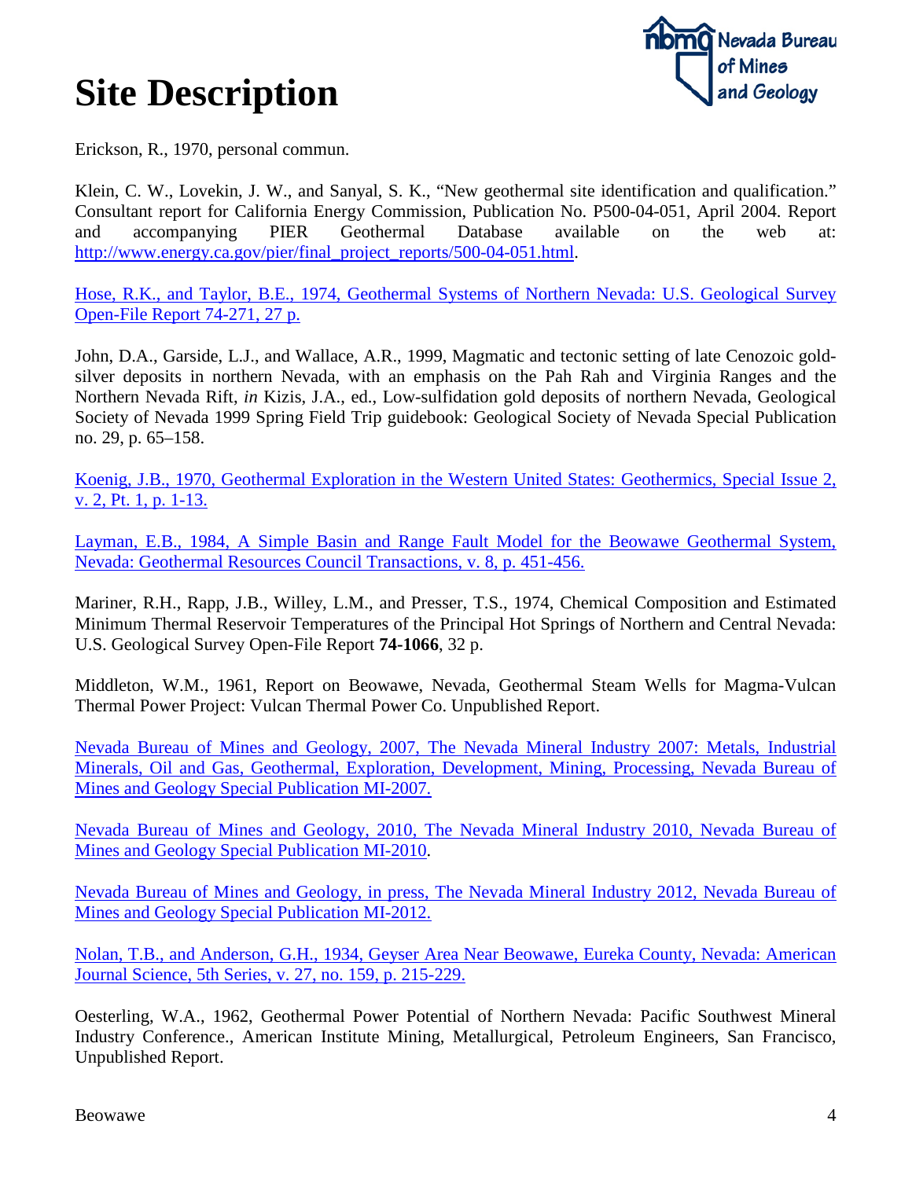# Site Description

Erickson, R., 1970, personal commun.

Klein, C. W., Lovekin, J. W., and Sanyal, S. K., "New geothermal site identification and qualification." Consultant report for California Energy Commission, Publication No. P500-04-051, April 2004. Report and accompanying PIER Geothermal Database available on the web at: http://www.energy.ca.gov/pier/final_project_reports/500-04-051.html.

Hose, R.K., and Taylor, B.E., 1974, Geothermal Systems of Northern Nevada: U.S. Geological Survey Open-File Report 74-271, 27 p.

John, D.A., Garside, L.J., and Wallace, A.R., 1999, Magmatic and tectonic setting of late Cenozoic gold-silver deposits in northern Nevada, with an emphasis on the Pah Rah and Virginia Ranges and the Northern Nevada Rift, *in* Kizis, J.A., ed., Low-sulfidation gold deposits of northern Nevada, Geological Society of Nevada 1999 Spring Field Trip guidebook: Geological Society of Nevada Special Publication no. 29, p. 65–158.

Koenig, J.B., 1970, Geothermal Exploration in the Western United States: Geothermics, Special Issue 2, v. 2, Pt. 1, p. 1-13.

Layman, E.B., 1984, A Simple Basin and Range Fault Model for the Beowawe Geothermal System, Nevada: Geothermal Resources Council Transactions, v. 8, p. 451-456.

Mariner, R.H., Rapp, J.B., Willey, L.M., and Presser, T.S., 1974, Chemical Composition and Estimated Minimum Thermal Reservoir Temperatures of the Principal Hot Springs of Northern and Central Nevada: U.S. Geological Survey Open-File Report **74-1066**, 32 p.

Middleton, W.M., 1961, Report on Beowawe, Nevada, Geothermal Steam Wells for Magma-Vulcan Thermal Power Project: Vulcan Thermal Power Co. Unpublished Report.

Nevada Bureau of Mines and Geology, 2007, The Nevada Mineral Industry 2007: Metals, Industrial Minerals, Oil and Gas, Geothermal, Exploration, Development, Mining, Processing, Nevada Bureau of Mines and Geology Special Publication MI-2007.

Nevada Bureau of Mines and Geology, 2010, The Nevada Mineral Industry 2010, Nevada Bureau of Mines and Geology Special Publication MI-2010.

Nevada Bureau of Mines and Geology, in press, The Nevada Mineral Industry 2012, Nevada Bureau of Mines and Geology Special Publication MI-2012.

Nolan, T.B., and Anderson, G.H., 1934, Geyser Area Near Beowawe, Eureka County, Nevada: American Journal Science, 5th Series, v. 27, no. 159, p. 215-229.

Oesterling, W.A., 1962, Geothermal Power Potential of Northern Nevada: Pacific Southwest Mineral Industry Conference., American Institute Mining, Metallurgical, Petroleum Engineers, San Francisco, Unpublished Report.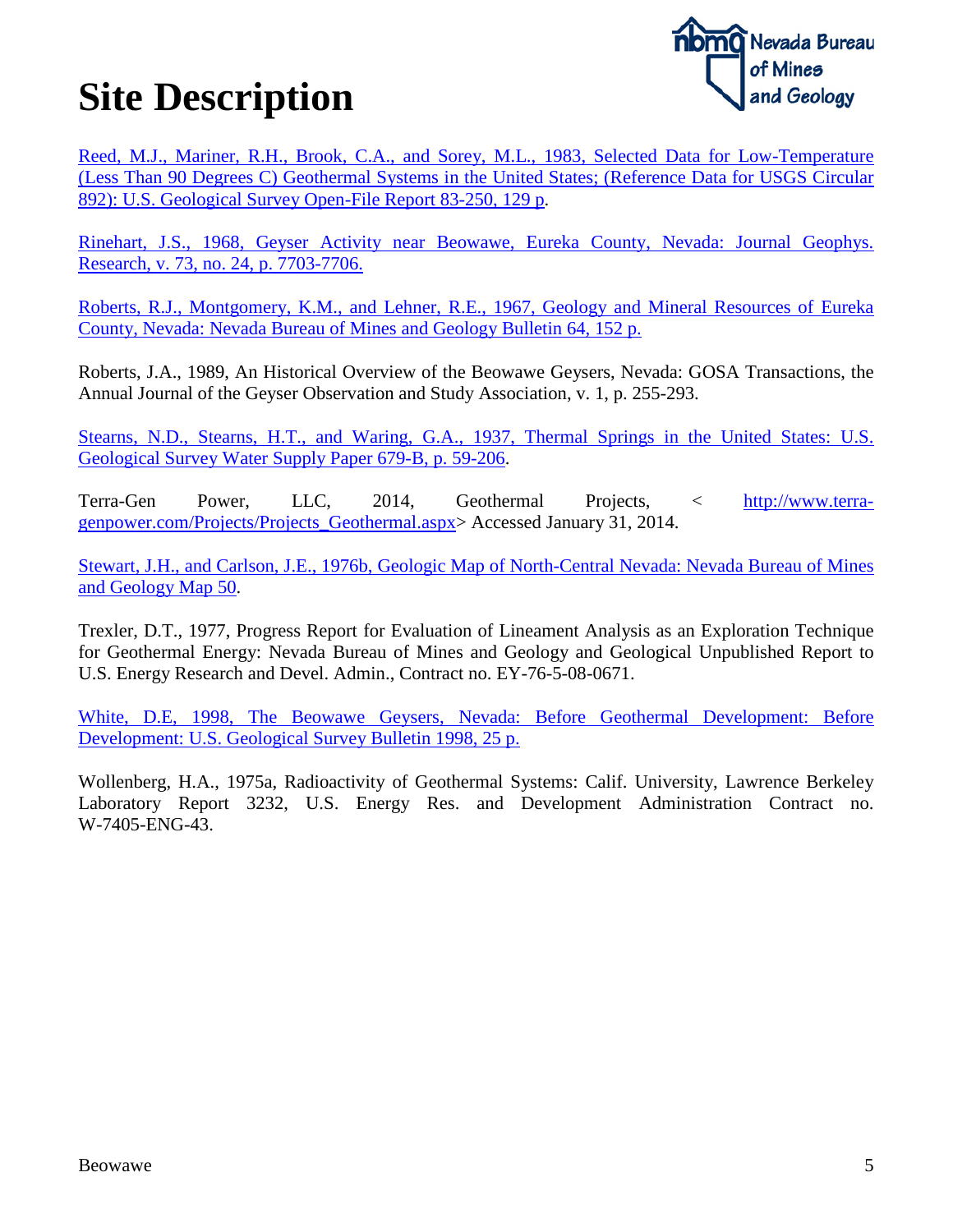# Site Description

Reed, M.J., Mariner, R.H., Brook, C.A., and Sorey, M.L., 1983, Selected Data for Low-Temperature (Less Than 90 Degrees C) Geothermal Systems in the United States; (Reference Data for USGS Circular 892): U.S. Geological Survey Open-File Report 83-250, 129 p.

Rinehart, J.S., 1968, Geyser Activity near Beowawe, Eureka County, Nevada: Journal Geophys. Research, v. 73, no. 24, p. 7703-7706.

Roberts, R.J., Montgomery, K.M., and Lehner, R.E., 1967, Geology and Mineral Resources of Eureka County, Nevada: Nevada Bureau of Mines and Geology Bulletin 64, 152 p.

Roberts, J.A., 1989, An Historical Overview of the Beowawe Geysers, Nevada: GOSA Transactions, the Annual Journal of the Geyser Observation and Study Association, v. 1, p. 255-293.

Stearns, N.D., Stearns, H.T., and Waring, G.A., 1937, Thermal Springs in the United States: U.S. Geological Survey Water Supply Paper 679-B, p. 59-206.

Terra-Gen Power, LLC, 2014, Geothermal Projects, < http://www.terra-genpower.com/Projects/Projects_Geothermal.aspx> Accessed January 31, 2014.

Stewart, J.H., and Carlson, J.E., 1976b, Geologic Map of North-Central Nevada: Nevada Bureau of Mines and Geology Map 50.

Trexler, D.T., 1977, Progress Report for Evaluation of Lineament Analysis as an Exploration Technique for Geothermal Energy: Nevada Bureau of Mines and Geology and Geological Unpublished Report to U.S. Energy Research and Devel. Admin., Contract no. EY-76-5-08-0671.

White, D.E, 1998, The Beowawe Geysers, Nevada: Before Geothermal Development: Before Development: U.S. Geological Survey Bulletin 1998, 25 p.

Wollenberg, H.A., 1975a, Radioactivity of Geothermal Systems: Calif. University, Lawrence Berkeley Laboratory Report 3232, U.S. Energy Res. and Development Administration Contract no. W-7405-ENG-43.